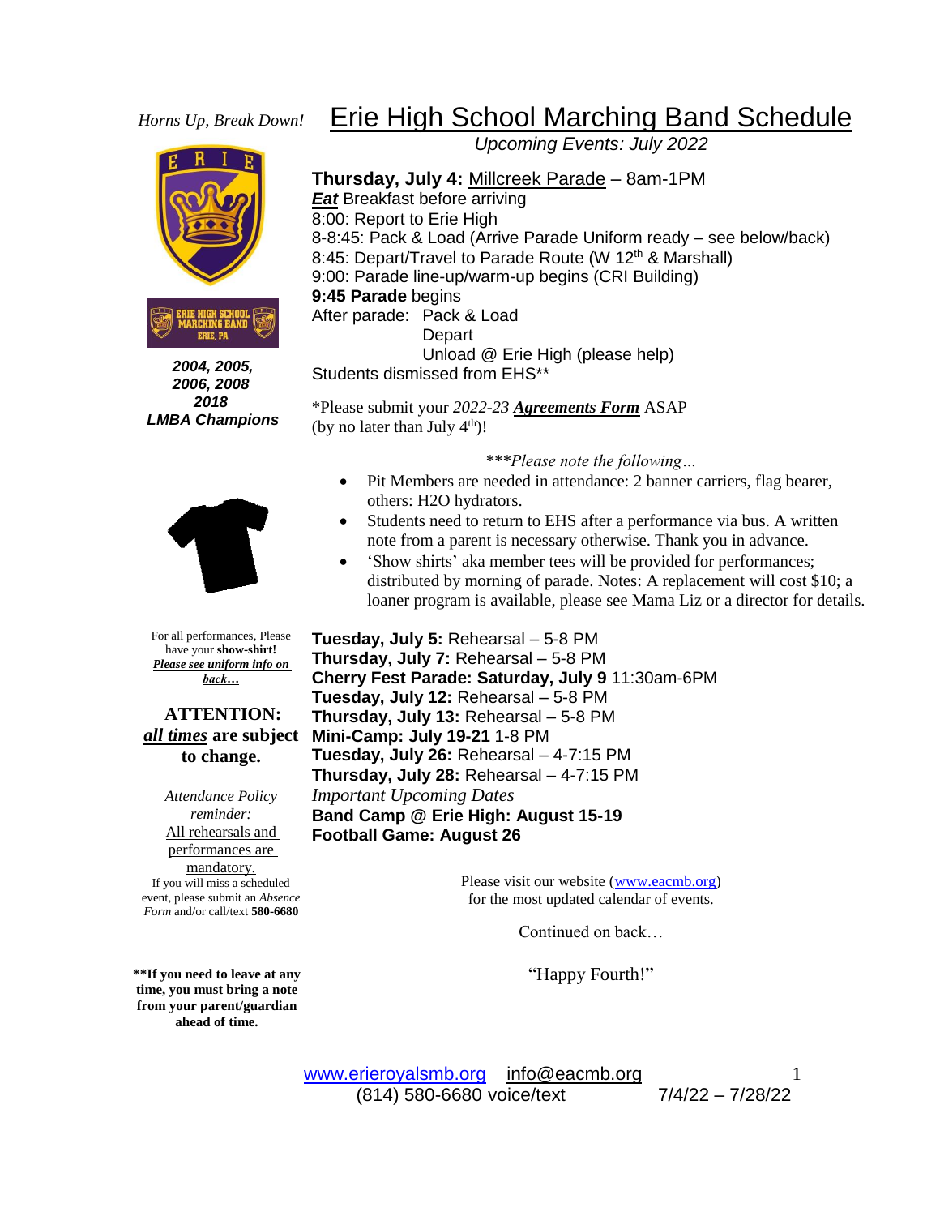*Horns Up, Break Down!*

# Erie High School Marching Band Schedule

*Upcoming Events: July 2022*

**Thursday, July 4:** Millcreek Parade – 8am-1PM
***Eat*** Breakfast before arriving
8:00: Report to Erie High
8-8:45: Pack & Load (Arrive Parade Uniform ready – see below/back)
8:45: Depart/Travel to Parade Route (W 12th & Marshall)
9:00: Parade line-up/warm-up begins (CRI Building)
**9:45 Parade** begins
After parade: Pack & Load
Depart
Unload @ Erie High (please help)
Students dismissed from EHS**

*Please submit your *2022-23* ***Agreements Form*** ASAP (by no later than July 4th)!

****Please note the following…*

- Pit Members are needed in attendance: 2 banner carriers, flag bearer, others: H2O hydrators.
- Students need to return to EHS after a performance via bus. A written note from a parent is necessary otherwise. Thank you in advance.
- 'Show shirts' aka member tees will be provided for performances; distributed by morning of parade. Notes: A replacement will cost $10; a loaner program is available, please see Mama Liz or a director for details.

**Tuesday, July 5:** Rehearsal – 5-8 PM
**Thursday, July 7:** Rehearsal – 5-8 PM
**Cherry Fest Parade: Saturday, July 9** 11:30am-6PM
**Tuesday, July 12:** Rehearsal – 5-8 PM
**Thursday, July 13:** Rehearsal – 5-8 PM
**Mini-Camp: July 19-21** 1-8 PM
**Tuesday, July 26:** Rehearsal – 4-7:15 PM
**Thursday, July 28:** Rehearsal – 4-7:15 PM
*Important Upcoming Dates*
**Band Camp @ Erie High: August 15-19**
**Football Game: August 26**

Please visit our website (www.eacmb.org) for the most updated calendar of events.

Continued on back…

"Happy Fourth!"

ERIE HIGH SCHOOL MARCHING BAND ERIE, PA

***2004, 2005, 2006, 2008 2018 LMBA Champions***

For all performances, Please have your **show-shirt!** ***Please see uniform info on back…***

**ATTENTION: *all times* are subject to change.**

*Attendance Policy reminder:*
All rehearsals and performances are mandatory.
If you will miss a scheduled event, please submit an *Absence Form* and/or call/text **580-6680**

****If you need to leave at any time, you must bring a note from your parent/guardian ahead of time.**

www.erieroyalsmb.org info@eacmb.org
(814) 580-6680 voice/text 7/4/22 – 7/28/22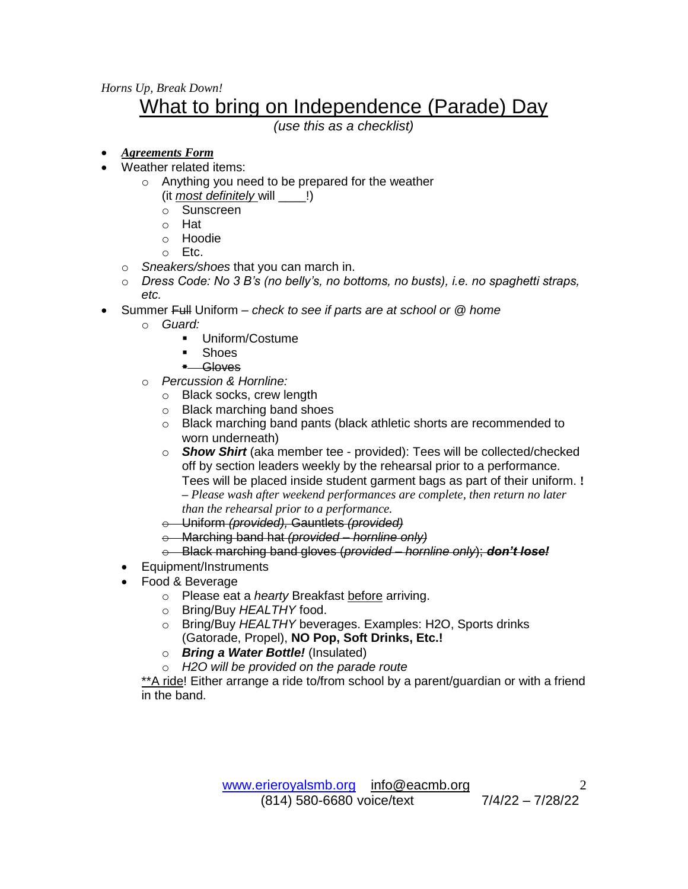*Horns Up, Break Down!*

# What to bring on Independence (Parade) Day

*(use this as a checklist)*

- ***Agreements Form***
- Weather related items:
  - Anything you need to be prepared for the weather (it *most definitely* will ____!)
    - Sunscreen
    - Hat
    - Hoodie
    - Etc.
  - *Sneakers/shoes* that you can march in.
  - *Dress Code: No 3 B's (no belly's, no bottoms, no busts), i.e. no spaghetti straps, etc.*
- Summer ~~Full~~ Uniform – *check to see if parts are at school or @ home*
  - *Guard:*
    - Uniform/Costume
    - Shoes
    - ~~Gloves~~
  - *Percussion & Hornline:*
    - Black socks, crew length
    - Black marching band shoes
    - Black marching band pants (black athletic shorts are recommended to worn underneath)
    - ***Show Shirt*** (aka member tee - provided): Tees will be collected/checked off by section leaders weekly by the rehearsal prior to a performance. Tees will be placed inside student garment bags as part of their uniform. **!** *– Please wash after weekend performances are complete, then return no later than the rehearsal prior to a performance.*
    - ~~Uniform *(provided)*, Gauntlets *(provided)*~~
    - ~~Marching band hat *(provided – hornline only)*~~
    - ~~Black marching band gloves (*provided – hornline only*); ***don't lose!***~~
  - Equipment/Instruments
  - Food & Beverage
    - Please eat a *hearty* Breakfast before arriving.
    - Bring/Buy *HEALTHY* food.
    - Bring/Buy *HEALTHY* beverages. Examples: H2O, Sports drinks (Gatorade, Propel), **NO Pop, Soft Drinks, Etc.!**
    - ***Bring a Water Bottle!*** (Insulated)
    - *H2O will be provided on the parade route*

  **A ride! Either arrange a ride to/from school by a parent/guardian or with a friend in the band.

www.erieroyalsmb.org info@eacmb.org
(814) 580-6680 voice/text 7/4/22 – 7/28/22